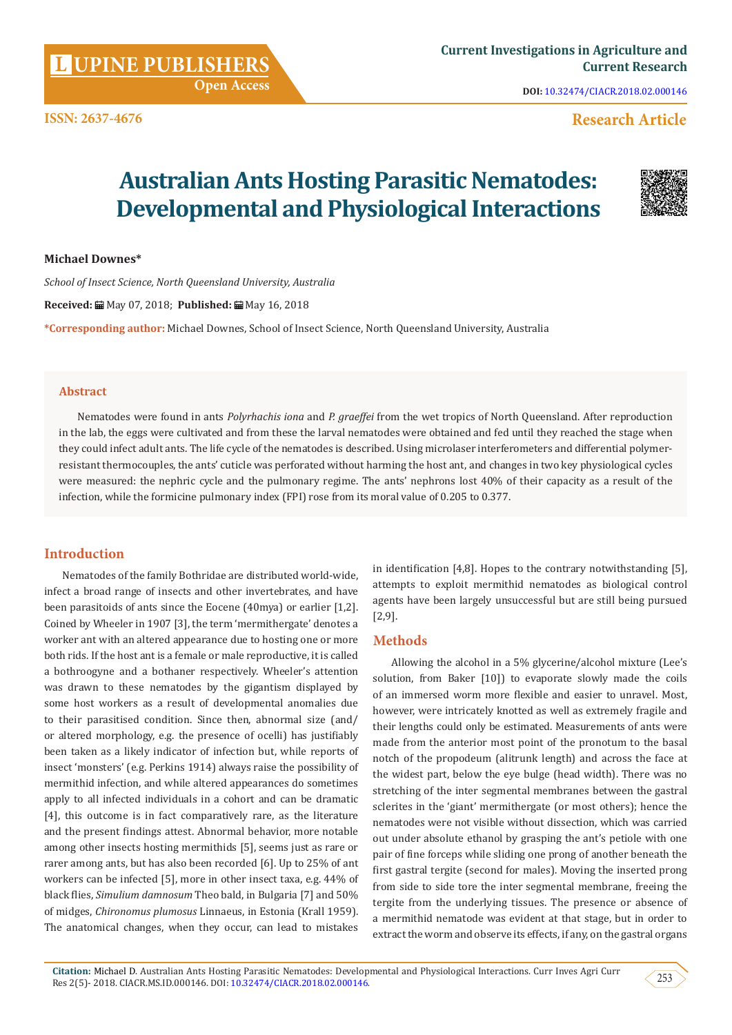# Australian Ants Hosting Parasitic Nematodes: Developmental and Physiological Interactions

**Michael Downes***

*School of Insect Science, North Queensland University, Australia*

**Received:** May 07, 2018; **Published:** May 16, 2018

**\*Corresponding author:** Michael Downes, School of Insect Science, North Queensland University, Australia

## Abstract

Nematodes were found in ants *Polyrhachis iona* and *P. graeffei* from the wet tropics of North Queensland. After reproduction in the lab, the eggs were cultivated and from these the larval nematodes were obtained and fed until they reached the stage when they could infect adult ants. The life cycle of the nematodes is described. Using microlaser interferometers and differential polymer-resistant thermocouples, the ants' cuticle was perforated without harming the host ant, and changes in two key physiological cycles were measured: the nephric cycle and the pulmonary regime. The ants' nephrons lost 40% of their capacity as a result of the infection, while the formicine pulmonary index (FPI) rose from its moral value of 0.205 to 0.377.

## Introduction

Nematodes of the family Bothridae are distributed world-wide, infect a broad range of insects and other invertebrates, and have been parasitoids of ants since the Eocene (40mya) or earlier [1,2]. Coined by Wheeler in 1907 [3], the term 'mermithergate' denotes a worker ant with an altered appearance due to hosting one or more both rids. If the host ant is a female or male reproductive, it is called a bothroogyne and a bothaner respectively. Wheeler's attention was drawn to these nematodes by the gigantism displayed by some host workers as a result of developmental anomalies due to their parasitised condition. Since then, abnormal size (and/or altered morphology, e.g. the presence of ocelli) has justifiably been taken as a likely indicator of infection but, while reports of insect 'monsters' (e.g. Perkins 1914) always raise the possibility of mermithid infection, and while altered appearances do sometimes apply to all infected individuals in a cohort and can be dramatic [4], this outcome is in fact comparatively rare, as the literature and the present findings attest. Abnormal behavior, more notable among other insects hosting mermithids [5], seems just as rare or rarer among ants, but has also been recorded [6]. Up to 25% of ant workers can be infected [5], more in other insect taxa, e.g. 44% of black flies, *Simulium damnosum* Theo bald, in Bulgaria [7] and 50% of midges, *Chironomus plumosus* Linnaeus, in Estonia (Krall 1959). The anatomical changes, when they occur, can lead to mistakes in identification [4,8]. Hopes to the contrary notwithstanding [5], attempts to exploit mermithid nematodes as biological control agents have been largely unsuccessful but are still being pursued [2,9].

## Methods

Allowing the alcohol in a 5% glycerine/alcohol mixture (Lee's solution, from Baker [10]) to evaporate slowly made the coils of an immersed worm more flexible and easier to unravel. Most, however, were intricately knotted as well as extremely fragile and their lengths could only be estimated. Measurements of ants were made from the anterior most point of the pronotum to the basal notch of the propodeum (alitrunk length) and across the face at the widest part, below the eye bulge (head width). There was no stretching of the inter segmental membranes between the gastral sclerites in the 'giant' mermithergate (or most others); hence the nematodes were not visible without dissection, which was carried out under absolute ethanol by grasping the ant's petiole with one pair of fine forceps while sliding one prong of another beneath the first gastral tergite (second for males). Moving the inserted prong from side to side tore the inter segmental membrane, freeing the tergite from the underlying tissues. The presence or absence of a mermithid nematode was evident at that stage, but in order to extract the worm and observe its effects, if any, on the gastral organs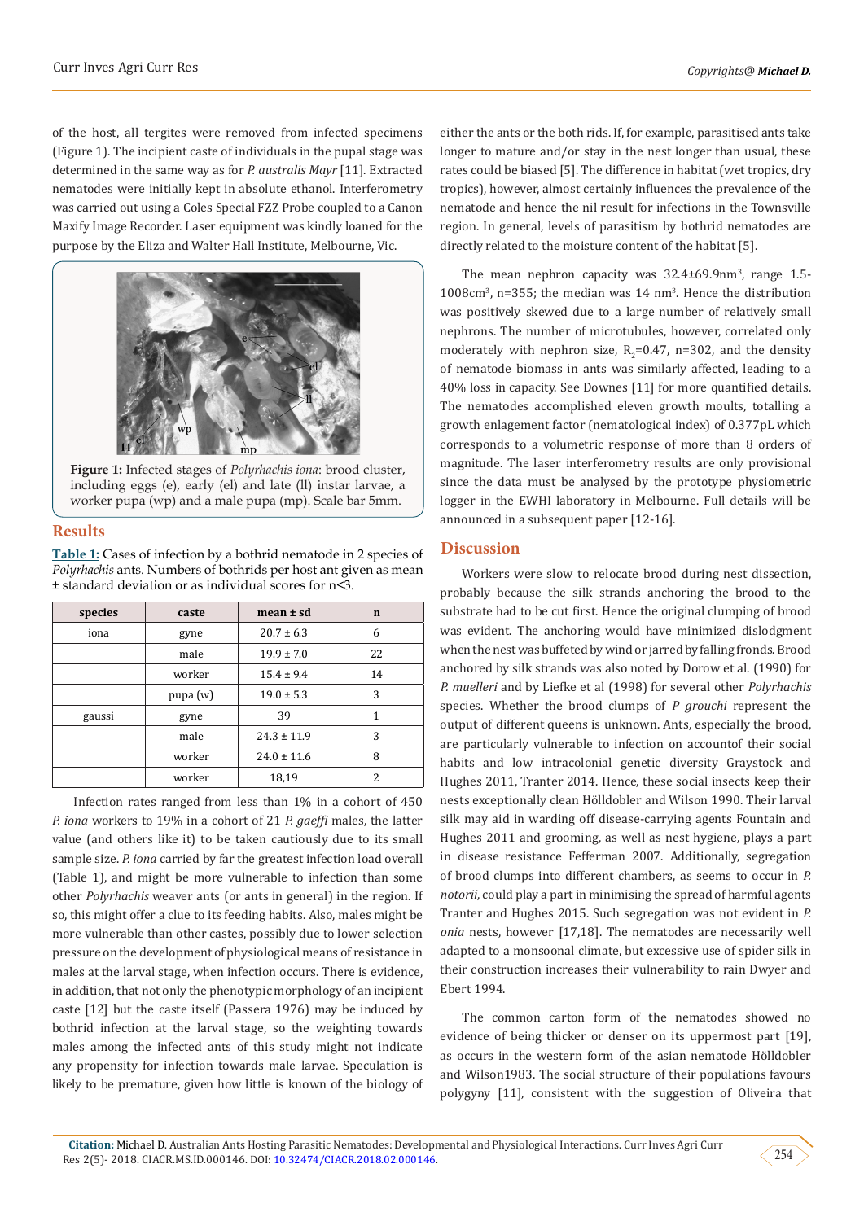of the host, all tergites were removed from infected specimens (Figure 1). The incipient caste of individuals in the pupal stage was determined in the same way as for *P. australis Mayr* [11]. Extracted nematodes were initially kept in absolute ethanol. Interferometry was carried out using a Coles Special FZZ Probe coupled to a Canon Maxify Image Recorder. Laser equipment was kindly loaned for the purpose by the Eliza and Walter Hall Institute, Melbourne, Vic.

**Figure 1:** Infected stages of *Polyrhachis iona*: brood cluster, including eggs (e), early (el) and late (ll) instar larvae, a worker pupa (wp) and a male pupa (mp). Scale bar 5mm.

## Results

**Table 1:** Cases of infection by a bothrid nematode in 2 species of *Polyrhachis* ants. Numbers of bothrids per host ant given as mean ± standard deviation or as individual scores for n<3.

| species | caste | mean ± sd | n |
|---|---|---|---|
| iona | gyne | 20.7 ± 6.3 | 6 |
| | male | 19.9 ± 7.0 | 22 |
| | worker | 15.4 ± 9.4 | 14 |
| | pupa (w) | 19.0 ± 5.3 | 3 |
| gaussi | gyne | 39 | 1 |
| | male | 24.3 ± 11.9 | 3 |
| | worker | 24.0 ± 11.6 | 8 |
| | worker | 18,19 | 2 |

Infection rates ranged from less than 1% in a cohort of 450 *P. iona* workers to 19% in a cohort of 21 *P. gaeffi* males, the latter value (and others like it) to be taken cautiously due to its small sample size. *P. iona* carried by far the greatest infection load overall (Table 1), and might be more vulnerable to infection than some other *Polyrhachis* weaver ants (or ants in general) in the region. If so, this might offer a clue to its feeding habits. Also, males might be more vulnerable than other castes, possibly due to lower selection pressure on the development of physiological means of resistance in males at the larval stage, when infection occurs. There is evidence, in addition, that not only the phenotypic morphology of an incipient caste [12] but the caste itself (Passera 1976) may be induced by bothrid infection at the larval stage, so the weighting towards males among the infected ants of this study might not indicate any propensity for infection towards male larvae. Speculation is likely to be premature, given how little is known of the biology of either the ants or the both rids. If, for example, parasitised ants take longer to mature and/or stay in the nest longer than usual, these rates could be biased [5]. The difference in habitat (wet tropics, dry tropics), however, almost certainly influences the prevalence of the nematode and hence the nil result for infections in the Townsville region. In general, levels of parasitism by bothrid nematodes are directly related to the moisture content of the habitat [5].

The mean nephron capacity was 32.4±69.9nm$^3$, range 1.5-1008cm$^3$, n=355; the median was 14 nm$^3$. Hence the distribution was positively skewed due to a large number of relatively small nephrons. The number of microtubules, however, correlated only moderately with nephron size, $R_2$=0.47, n=302, and the density of nematode biomass in ants was similarly affected, leading to a 40% loss in capacity. See Downes [11] for more quantified details. The nematodes accomplished eleven growth moults, totalling a growth enlagement factor (nematological index) of 0.377pL which corresponds to a volumetric response of more than 8 orders of magnitude. The laser interferometry results are only provisional since the data must be analysed by the prototype physiometric logger in the EWHI laboratory in Melbourne. Full details will be announced in a subsequent paper [12-16].

## Discussion

Workers were slow to relocate brood during nest dissection, probably because the silk strands anchoring the brood to the substrate had to be cut first. Hence the original clumping of brood was evident. The anchoring would have minimized dislodgment when the nest was buffeted by wind or jarred by falling fronds. Brood anchored by silk strands was also noted by Dorow et al. (1990) for *P. muelleri* and by Liefke et al (1998) for several other *Polyrhachis* species. Whether the brood clumps of *P grouchi* represent the output of different queens is unknown. Ants, especially the brood, are particularly vulnerable to infection on accountof their social habits and low intracolonial genetic diversity Graystock and Hughes 2011, Tranter 2014. Hence, these social insects keep their nests exceptionally clean Hölldobler and Wilson 1990. Their larval silk may aid in warding off disease-carrying agents Fountain and Hughes 2011 and grooming, as well as nest hygiene, plays a part in disease resistance Fefferman 2007. Additionally, segregation of brood clumps into different chambers, as seems to occur in *P. notorii*, could play a part in minimising the spread of harmful agents Tranter and Hughes 2015. Such segregation was not evident in *P. onia* nests, however [17,18]. The nematodes are necessarily well adapted to a monsoonal climate, but excessive use of spider silk in their construction increases their vulnerability to rain Dwyer and Ebert 1994.

The common carton form of the nematodes showed no evidence of being thicker or denser on its uppermost part [19], as occurs in the western form of the asian nematode Hölldobler and Wilson1983. The social structure of their populations favours polygyny [11], consistent with the suggestion of Oliveira that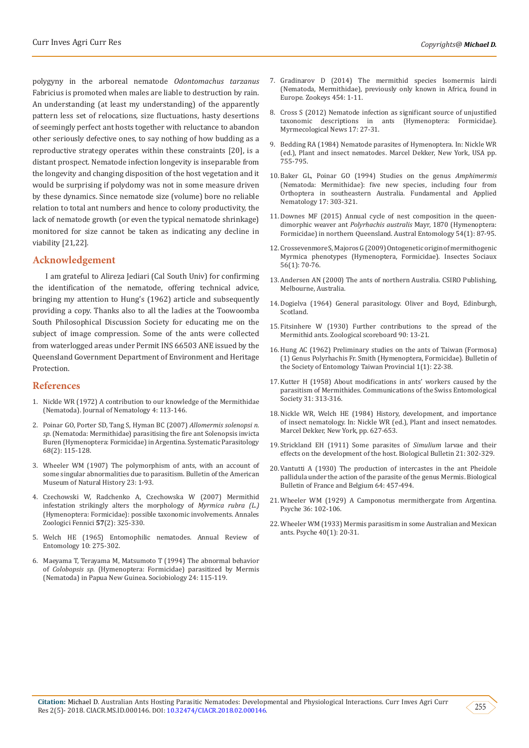polygyny in the arboreal nematode *Odontomachus tarzanus* Fabricius is promoted when males are liable to destruction by rain. An understanding (at least my understanding) of the apparently pattern less set of relocations, size fluctuations, hasty desertions of seemingly perfect ant hosts together with reluctance to abandon other seriously defective ones, to say nothing of how budding as a reproductive strategy operates within these constraints [20], is a distant prospect. Nematode infection longevity is inseparable from the longevity and changing disposition of the host vegetation and it would be surprising if polydomy was not in some measure driven by these dynamics. Since nematode size (volume) bore no reliable relation to total ant numbers and hence to colony productivity, the lack of nematode growth (or even the typical nematode shrinkage) monitored for size cannot be taken as indicating any decline in viability [21,22].

## Acknowledgement

I am grateful to Alireza Jediari (Cal South Univ) for confirming the identification of the nematode, offering technical advice, bringing my attention to Hung's (1962) article and subsequently providing a copy. Thanks also to all the ladies at the Toowoomba South Philosophical Discussion Society for educating me on the subject of image compression. Some of the ants were collected from waterlogged areas under Permit INS 66503 ANE issued by the Queensland Government Department of Environment and Heritage Protection.

## References

1. Nickle WR (1972) A contribution to our knowledge of the Mermithidae (Nematoda). Journal of Nematology 4: 113-146.
2. Poinar GO, Porter SD, Tang S, Hyman BC (2007) *Allomermis solenopsi n. sp.* (Nematoda: Mermithidae) parasitising the fire ant Solenopsis invicta Buren (Hymenoptera: Formicidae) in Argentina. Systematic Parasitology 68(2): 115-128.
3. Wheeler WM (1907) The polymorphism of ants, with an account of some singular abnormalities due to parasitism. Bulletin of the American Museum of Natural History 23: 1-93.
4. Czechowski W, Radchenko A, Czechowska W (2007) Mermithid infestation strikingly alters the morphology of *Myrmica rubra (L.)* (Hymenoptera: Formicidae): possible taxonomic involvements. Annales Zoologici Fennici **57**(2): 325-330.
5. Welch HE (1965) Entomophilic nematodes. Annual Review of Entomology 10: 275-302.
6. Maeyama T, Terayama M, Matsumoto T (1994) The abnormal behavior of *Colobopsis sp.* (Hymenoptera: Formicidae) parasitized by Mermis (Nematoda) in Papua New Guinea. Sociobiology 24: 115-119.
7. Gradinarov D (2014) The mermithid species Isomermis lairdi (Nematoda, Mermithidae), previously only known in Africa, found in Europe. Zookeys 454: 1-11.
8. Cross S (2012) Nematode infection as significant source of unjustified taxonomic descriptions in ants (Hymenoptera: Formicidae). Myrmecological News 17: 27-31.
9. Bedding RA (1984) Nematode parasites of Hymenoptera. In: Nickle WR (ed.), Plant and insect nematodes. Marcel Dekker, New York, USA pp. 755-795.
10. Baker GL, Poinar GO (1994) Studies on the genus *Amphimermis* (Nematoda: Mermithidae): five new species, including four from Orthoptera in southeastern Australia. Fundamental and Applied Nematology 17: 303-321.
11. Downes MF (2015) Annual cycle of nest composition in the queen-dimorphic weaver ant *Polyrhachis australis* Mayr, 1870 (Hymenoptera: Formicidae) in northern Queensland. Austral Entomology 54(1): 87-95.
12. Crossevenmore S, Majoros G (2009) Ontogenetic origin of mermithogenic Myrmica phenotypes (Hymenoptera, Formicidae). Insectes Sociaux 56(1): 70-76.
13. Andersen AN (2000) The ants of northern Australia. CSIRO Publishing, Melbourne, Australia.
14. Dogielva (1964) General parasitology. Oliver and Boyd, Edinburgh, Scotland.
15. Fitsinhere W (1930) Further contributions to the spread of the Mermithid ants. Zoological scoreboard 90: 13-21.
16. Hung AC (1962) Preliminary studies on the ants of Taiwan (Formosa) (1) Genus Polyrhachis Fr. Smith (Hymenoptera, Formicidae). Bulletin of the Society of Entomology Taiwan Provincial 1(1): 22-38.
17. Kutter H (1958) About modifications in ants' workers caused by the parasitism of Mermithides. Communications of the Swiss Entomological Society 31: 313-316.
18. Nickle WR, Welch HE (1984) History, development, and importance of insect nematology. In: Nickle WR (ed.), Plant and insect nematodes. Marcel Dekker, New York, pp. 627-653.
19. Strickland EH (1911) Some parasites of *Simulium* larvae and their effects on the development of the host. Biological Bulletin 21: 302-329.
20. Vantutti A (1930) The production of intercastes in the ant Pheidole pallidula under the action of the parasite of the genus Mermis. Biological Bulletin of France and Belgium 64: 457-494.
21. Wheeler WM (1929) A Camponotus mermithergate from Argentina. Psyche 36: 102-106.
22. Wheeler WM (1933) Mermis parasitism in some Australian and Mexican ants. Psyche 40(1): 20-31.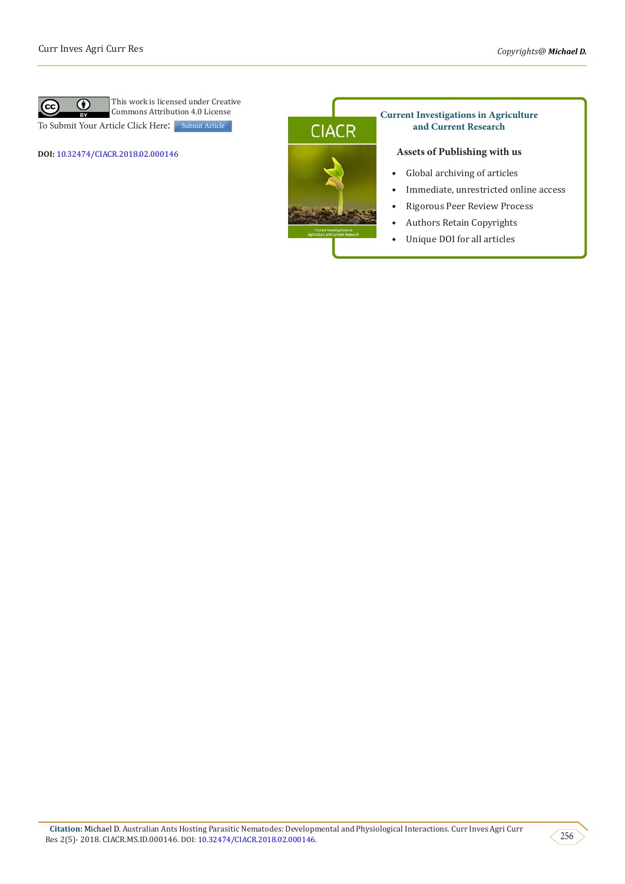This work is licensed under Creative Commons Attribution 4.0 License

To Submit Your Article Click Here: Submit Article

**DOI:** 10.32474/CIACR.2018.02.000146

**Current Investigations in Agriculture and Current Research**

**Assets of Publishing with us**

- Global archiving of articles
- Immediate, unrestricted online access
- Rigorous Peer Review Process
- Authors Retain Copyrights
- Unique DOI for all articles